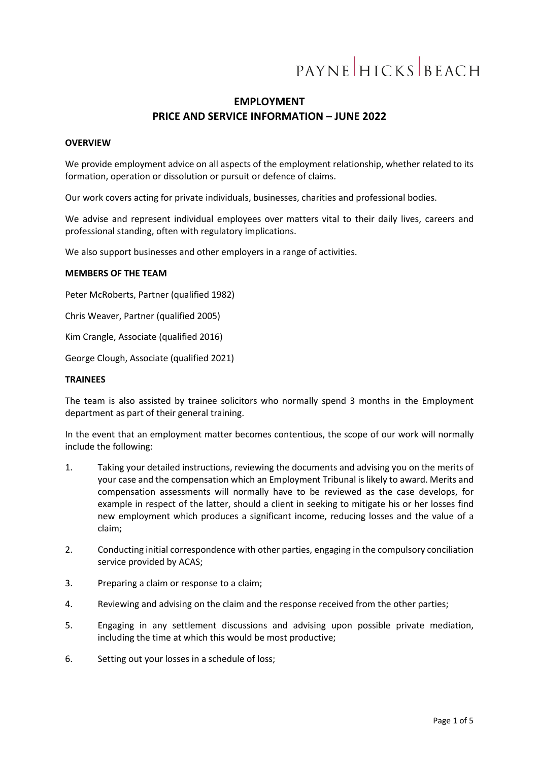PAYNE | HICKS | BEACH

# EMPLOYMENT
# PRICE AND SERVICE INFORMATION – JUNE 2022

**OVERVIEW**

We provide employment advice on all aspects of the employment relationship, whether related to its formation, operation or dissolution or pursuit or defence of claims.

Our work covers acting for private individuals, businesses, charities and professional bodies.

We advise and represent individual employees over matters vital to their daily lives, careers and professional standing, often with regulatory implications.

We also support businesses and other employers in a range of activities.

**MEMBERS OF THE TEAM**

Peter McRoberts, Partner (qualified 1982)

Chris Weaver, Partner (qualified 2005)

Kim Crangle, Associate (qualified 2016)

George Clough, Associate (qualified 2021)

**TRAINEES**

The team is also assisted by trainee solicitors who normally spend 3 months in the Employment department as part of their general training.

In the event that an employment matter becomes contentious, the scope of our work will normally include the following:

1. Taking your detailed instructions, reviewing the documents and advising you on the merits of your case and the compensation which an Employment Tribunal is likely to award. Merits and compensation assessments will normally have to be reviewed as the case develops, for example in respect of the latter, should a client in seeking to mitigate his or her losses find new employment which produces a significant income, reducing losses and the value of a claim;
2. Conducting initial correspondence with other parties, engaging in the compulsory conciliation service provided by ACAS;
3. Preparing a claim or response to a claim;
4. Reviewing and advising on the claim and the response received from the other parties;
5. Engaging in any settlement discussions and advising upon possible private mediation, including the time at which this would be most productive;
6. Setting out your losses in a schedule of loss;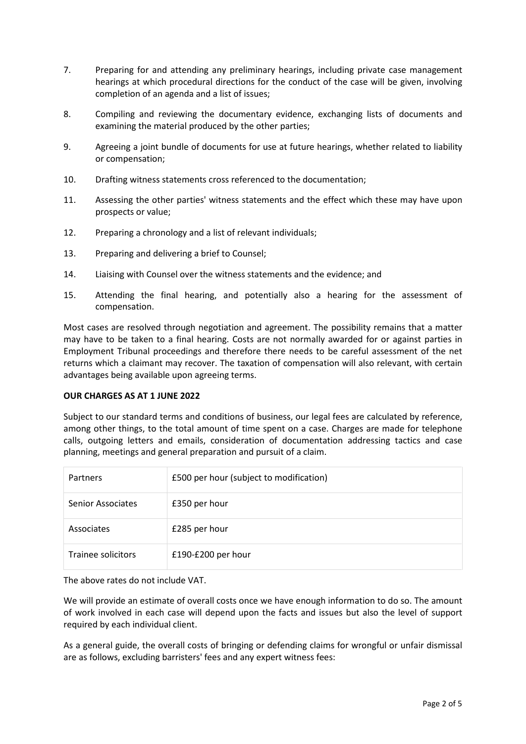7. Preparing for and attending any preliminary hearings, including private case management hearings at which procedural directions for the conduct of the case will be given, involving completion of an agenda and a list of issues;
8. Compiling and reviewing the documentary evidence, exchanging lists of documents and examining the material produced by the other parties;
9. Agreeing a joint bundle of documents for use at future hearings, whether related to liability or compensation;
10. Drafting witness statements cross referenced to the documentation;
11. Assessing the other parties' witness statements and the effect which these may have upon prospects or value;
12. Preparing a chronology and a list of relevant individuals;
13. Preparing and delivering a brief to Counsel;
14. Liaising with Counsel over the witness statements and the evidence; and
15. Attending the final hearing, and potentially also a hearing for the assessment of compensation.

Most cases are resolved through negotiation and agreement. The possibility remains that a matter may have to be taken to a final hearing. Costs are not normally awarded for or against parties in Employment Tribunal proceedings and therefore there needs to be careful assessment of the net returns which a claimant may recover. The taxation of compensation will also relevant, with certain advantages being available upon agreeing terms.

**OUR CHARGES AS AT 1 JUNE 2022**

Subject to our standard terms and conditions of business, our legal fees are calculated by reference, among other things, to the total amount of time spent on a case. Charges are made for telephone calls, outgoing letters and emails, consideration of documentation addressing tactics and case planning, meetings and general preparation and pursuit of a claim.

| | |
|---|---|
| Partners | £500 per hour (subject to modification) |
| Senior Associates | £350 per hour |
| Associates | £285 per hour |
| Trainee solicitors | £190-£200 per hour |

The above rates do not include VAT.

We will provide an estimate of overall costs once we have enough information to do so. The amount of work involved in each case will depend upon the facts and issues but also the level of support required by each individual client.

As a general guide, the overall costs of bringing or defending claims for wrongful or unfair dismissal are as follows, excluding barristers' fees and any expert witness fees: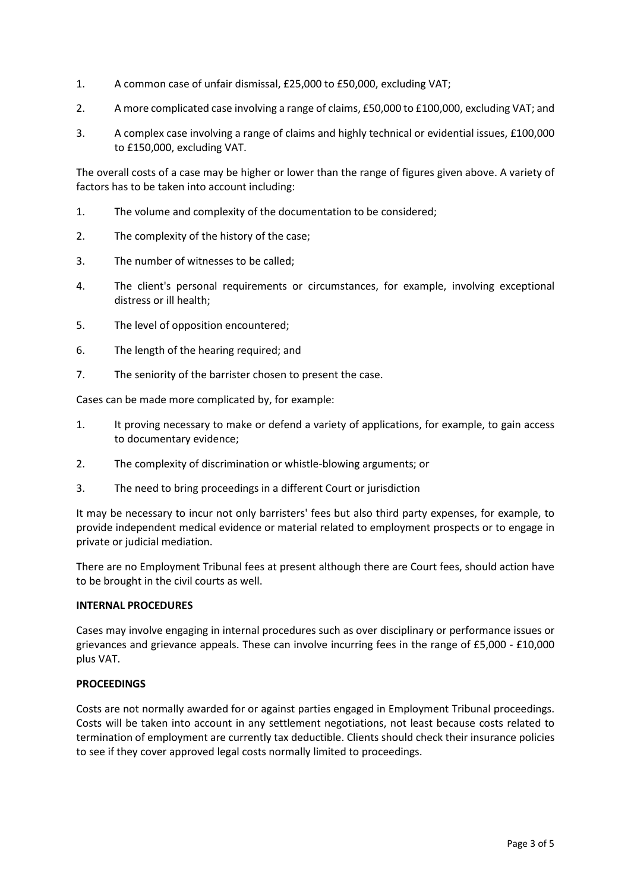1. A common case of unfair dismissal, £25,000 to £50,000, excluding VAT;
2. A more complicated case involving a range of claims, £50,000 to £100,000, excluding VAT; and
3. A complex case involving a range of claims and highly technical or evidential issues, £100,000 to £150,000, excluding VAT.

The overall costs of a case may be higher or lower than the range of figures given above. A variety of factors has to be taken into account including:

1. The volume and complexity of the documentation to be considered;
2. The complexity of the history of the case;
3. The number of witnesses to be called;
4. The client's personal requirements or circumstances, for example, involving exceptional distress or ill health;
5. The level of opposition encountered;
6. The length of the hearing required; and
7. The seniority of the barrister chosen to present the case.

Cases can be made more complicated by, for example:

1. It proving necessary to make or defend a variety of applications, for example, to gain access to documentary evidence;
2. The complexity of discrimination or whistle-blowing arguments; or
3. The need to bring proceedings in a different Court or jurisdiction

It may be necessary to incur not only barristers' fees but also third party expenses, for example, to provide independent medical evidence or material related to employment prospects or to engage in private or judicial mediation.

There are no Employment Tribunal fees at present although there are Court fees, should action have to be brought in the civil courts as well.

**INTERNAL PROCEDURES**

Cases may involve engaging in internal procedures such as over disciplinary or performance issues or grievances and grievance appeals. These can involve incurring fees in the range of £5,000 - £10,000 plus VAT.

**PROCEEDINGS**

Costs are not normally awarded for or against parties engaged in Employment Tribunal proceedings. Costs will be taken into account in any settlement negotiations, not least because costs related to termination of employment are currently tax deductible. Clients should check their insurance policies to see if they cover approved legal costs normally limited to proceedings.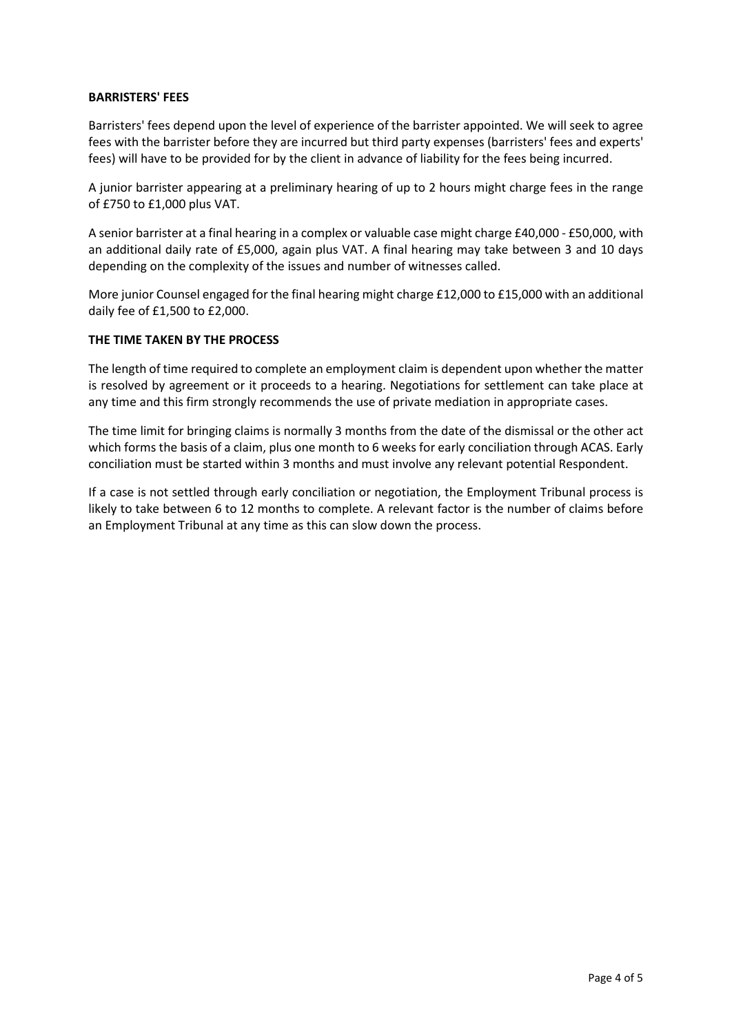**BARRISTERS' FEES**

Barristers' fees depend upon the level of experience of the barrister appointed. We will seek to agree fees with the barrister before they are incurred but third party expenses (barristers' fees and experts' fees) will have to be provided for by the client in advance of liability for the fees being incurred.

A junior barrister appearing at a preliminary hearing of up to 2 hours might charge fees in the range of £750 to £1,000 plus VAT.

A senior barrister at a final hearing in a complex or valuable case might charge £40,000 - £50,000, with an additional daily rate of £5,000, again plus VAT. A final hearing may take between 3 and 10 days depending on the complexity of the issues and number of witnesses called.

More junior Counsel engaged for the final hearing might charge £12,000 to £15,000 with an additional daily fee of £1,500 to £2,000.

**THE TIME TAKEN BY THE PROCESS**

The length of time required to complete an employment claim is dependent upon whether the matter is resolved by agreement or it proceeds to a hearing. Negotiations for settlement can take place at any time and this firm strongly recommends the use of private mediation in appropriate cases.

The time limit for bringing claims is normally 3 months from the date of the dismissal or the other act which forms the basis of a claim, plus one month to 6 weeks for early conciliation through ACAS. Early conciliation must be started within 3 months and must involve any relevant potential Respondent.

If a case is not settled through early conciliation or negotiation, the Employment Tribunal process is likely to take between 6 to 12 months to complete. A relevant factor is the number of claims before an Employment Tribunal at any time as this can slow down the process.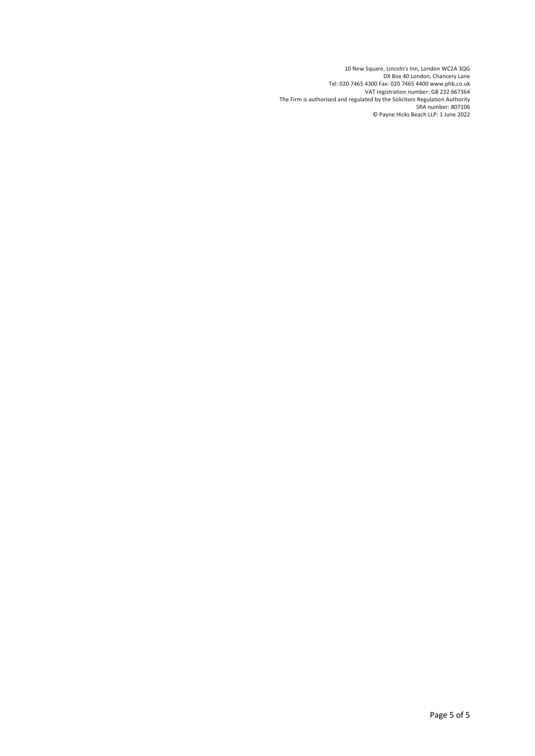10 New Square, Lincoln's Inn, London WC2A 3QG
DX Box 40 London, Chancery Lane
Tel: 020 7465 4300 Fax: 020 7465 4400 www.phb.co.uk
VAT registration number: GB 232 667364
The Firm is authorised and regulated by the Solicitors Regulation Authority
SRA number: 807106
© Payne Hicks Beach LLP: 1 June 2022